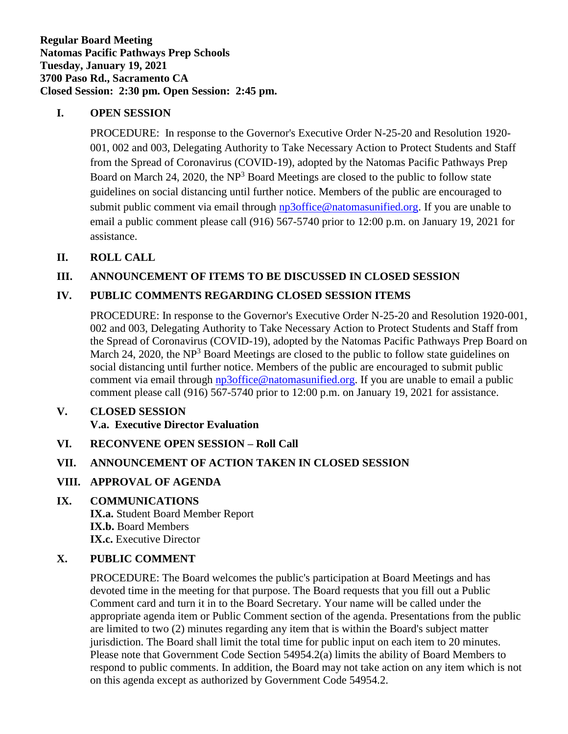**Regular Board Meeting**
**Natomas Pacific Pathways Prep Schools**
**Tuesday, January 19, 2021**
**3700 Paso Rd., Sacramento CA**
**Closed Session: 2:30 pm. Open Session: 2:45 pm.**

## I. OPEN SESSION

PROCEDURE: In response to the Governor's Executive Order N-25-20 and Resolution 1920-001, 002 and 003, Delegating Authority to Take Necessary Action to Protect Students and Staff from the Spread of Coronavirus (COVID-19), adopted by the Natomas Pacific Pathways Prep Board on March 24, 2020, the NP$^3$ Board Meetings are closed to the public to follow state guidelines on social distancing until further notice. Members of the public are encouraged to submit public comment via email through np3office@natomasunified.org. If you are unable to email a public comment please call (916) 567-5740 prior to 12:00 p.m. on January 19, 2021 for assistance.

## II. ROLL CALL

## III. ANNOUNCEMENT OF ITEMS TO BE DISCUSSED IN CLOSED SESSION

## IV. PUBLIC COMMENTS REGARDING CLOSED SESSION ITEMS

PROCEDURE: In response to the Governor's Executive Order N-25-20 and Resolution 1920-001, 002 and 003, Delegating Authority to Take Necessary Action to Protect Students and Staff from the Spread of Coronavirus (COVID-19), adopted by the Natomas Pacific Pathways Prep Board on March 24, 2020, the NP$^3$ Board Meetings are closed to the public to follow state guidelines on social distancing until further notice. Members of the public are encouraged to submit public comment via email through np3office@natomasunified.org. If you are unable to email a public comment please call (916) 567-5740 prior to 12:00 p.m. on January 19, 2021 for assistance.

## V. CLOSED SESSION

**V.a. Executive Director Evaluation**

## VI. RECONVENE OPEN SESSION – Roll Call

## VII. ANNOUNCEMENT OF ACTION TAKEN IN CLOSED SESSION

## VIII. APPROVAL OF AGENDA

## IX. COMMUNICATIONS

**IX.a.** Student Board Member Report
**IX.b.** Board Members
**IX.c.** Executive Director

## X. PUBLIC COMMENT

PROCEDURE: The Board welcomes the public's participation at Board Meetings and has devoted time in the meeting for that purpose. The Board requests that you fill out a Public Comment card and turn it in to the Board Secretary. Your name will be called under the appropriate agenda item or Public Comment section of the agenda. Presentations from the public are limited to two (2) minutes regarding any item that is within the Board's subject matter jurisdiction. The Board shall limit the total time for public input on each item to 20 minutes. Please note that Government Code Section 54954.2(a) limits the ability of Board Members to respond to public comments. In addition, the Board may not take action on any item which is not on this agenda except as authorized by Government Code 54954.2.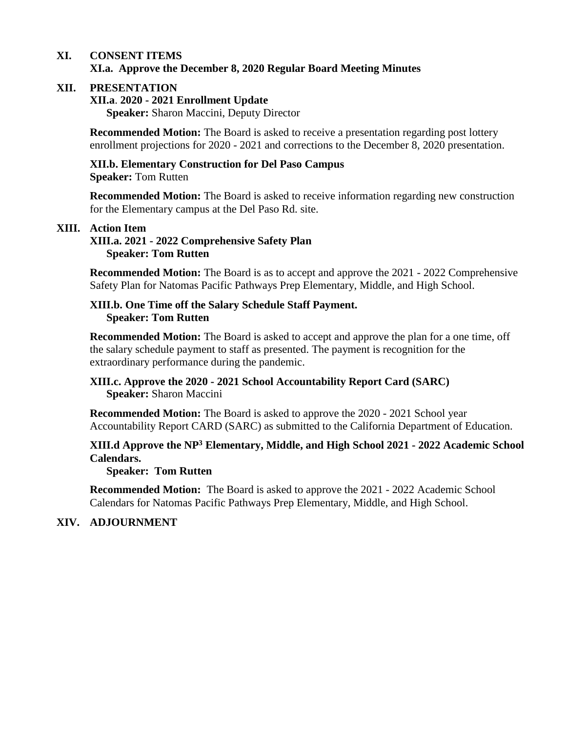**XI. CONSENT ITEMS**

**XI.a. Approve the December 8, 2020 Regular Board Meeting Minutes**

**XII. PRESENTATION**

**XII.a. 2020 - 2021 Enrollment Update**

**Speaker:** Sharon Maccini, Deputy Director

**Recommended Motion:** The Board is asked to receive a presentation regarding post lottery enrollment projections for 2020 - 2021 and corrections to the December 8, 2020 presentation.

**XII.b. Elementary Construction for Del Paso Campus**

**Speaker:** Tom Rutten

**Recommended Motion:** The Board is asked to receive information regarding new construction for the Elementary campus at the Del Paso Rd. site.

**XIII. Action Item**

**XIII.a. 2021 - 2022 Comprehensive Safety Plan**

**Speaker: Tom Rutten**

**Recommended Motion:** The Board is as to accept and approve the 2021 - 2022 Comprehensive Safety Plan for Natomas Pacific Pathways Prep Elementary, Middle, and High School.

**XIII.b. One Time off the Salary Schedule Staff Payment.**

**Speaker: Tom Rutten**

**Recommended Motion:** The Board is asked to accept and approve the plan for a one time, off the salary schedule payment to staff as presented. The payment is recognition for the extraordinary performance during the pandemic.

**XIII.c. Approve the 2020 - 2021 School Accountability Report Card (SARC)**

**Speaker:** Sharon Maccini

**Recommended Motion:** The Board is asked to approve the 2020 - 2021 School year Accountability Report CARD (SARC) as submitted to the California Department of Education.

**XIII.d Approve the NP$^3$ Elementary, Middle, and High School 2021 - 2022 Academic School Calendars.**

**Speaker: Tom Rutten**

**Recommended Motion:** The Board is asked to approve the 2021 - 2022 Academic School Calendars for Natomas Pacific Pathways Prep Elementary, Middle, and High School.

**XIV. ADJOURNMENT**